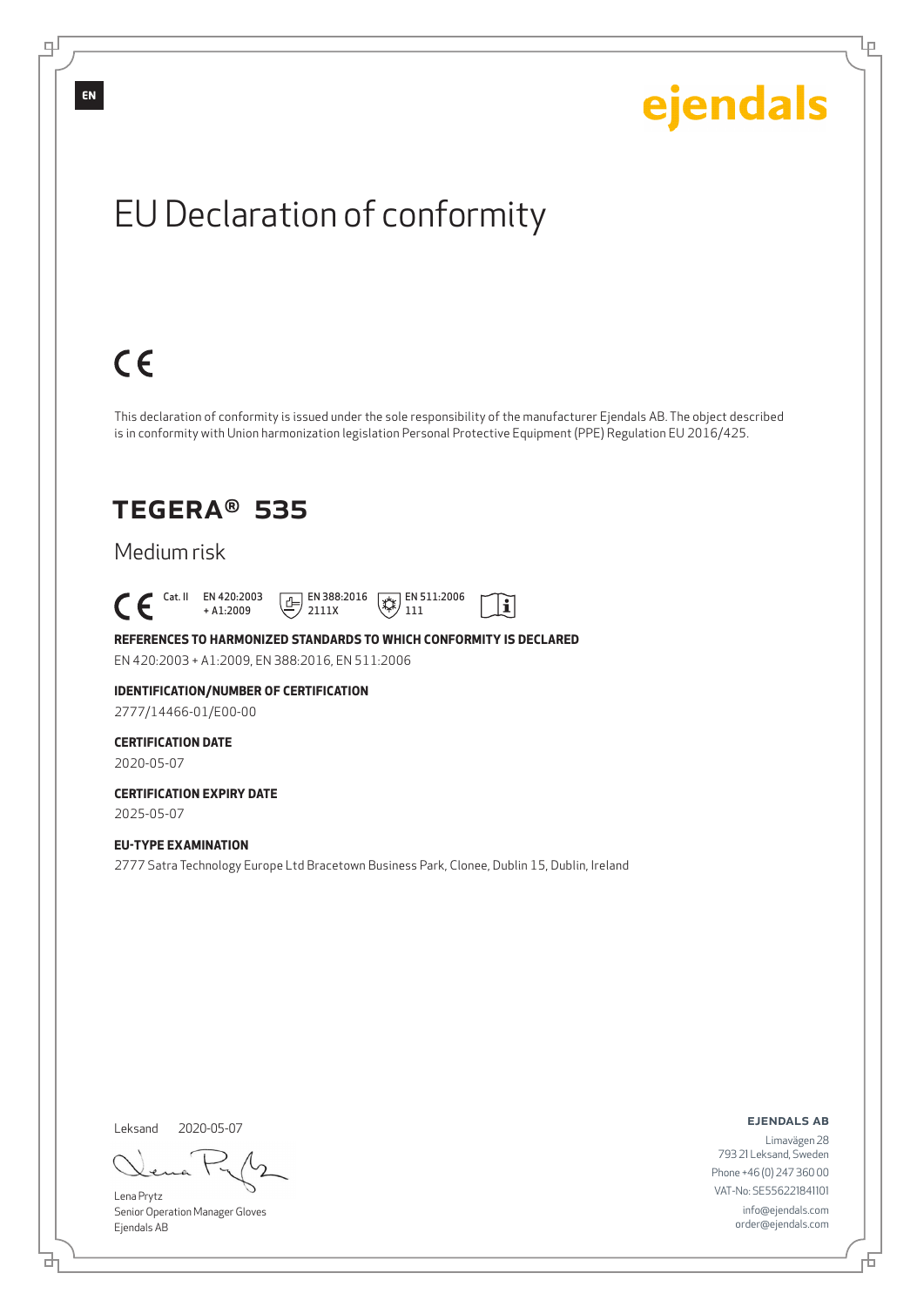EN

ejendals

# EU Declaration of conformity

CE

This declaration of conformity is issued under the sole responsibility of the manufacturer Ejendals AB. The object described is in conformity with Union harmonization legislation Personal Protective Equipment (PPE) Regulation EU 2016/425.

## TEGERA® 535

### Medium risk

CE Cat. II EN 420:2003 + A1:2009 EN 388:2016 2111X EN 511:2006 111

**REFERENCES TO HARMONIZED STANDARDS TO WHICH CONFORMITY IS DECLARED**

EN 420:2003 + A1:2009, EN 388:2016, EN 511:2006

**IDENTIFICATION/NUMBER OF CERTIFICATION**

2777/14466-01/E00-00

**CERTIFICATION DATE**

2020-05-07

**CERTIFICATION EXPIRY DATE**

2025-05-07

**EU-TYPE EXAMINATION**

2777 Satra Technology Europe Ltd Bracetown Business Park, Clonee, Dublin 15, Dublin, Ireland

Leksand 2020-05-07

Lena Prytz
Senior Operation Manager Gloves
Ejendals AB

**EJENDALS AB**
Limavägen 28
793 21 Leksand, Sweden
Phone +46 (0) 247 360 00
VAT-No: SE556221841101
info@ejendals.com
order@ejendals.com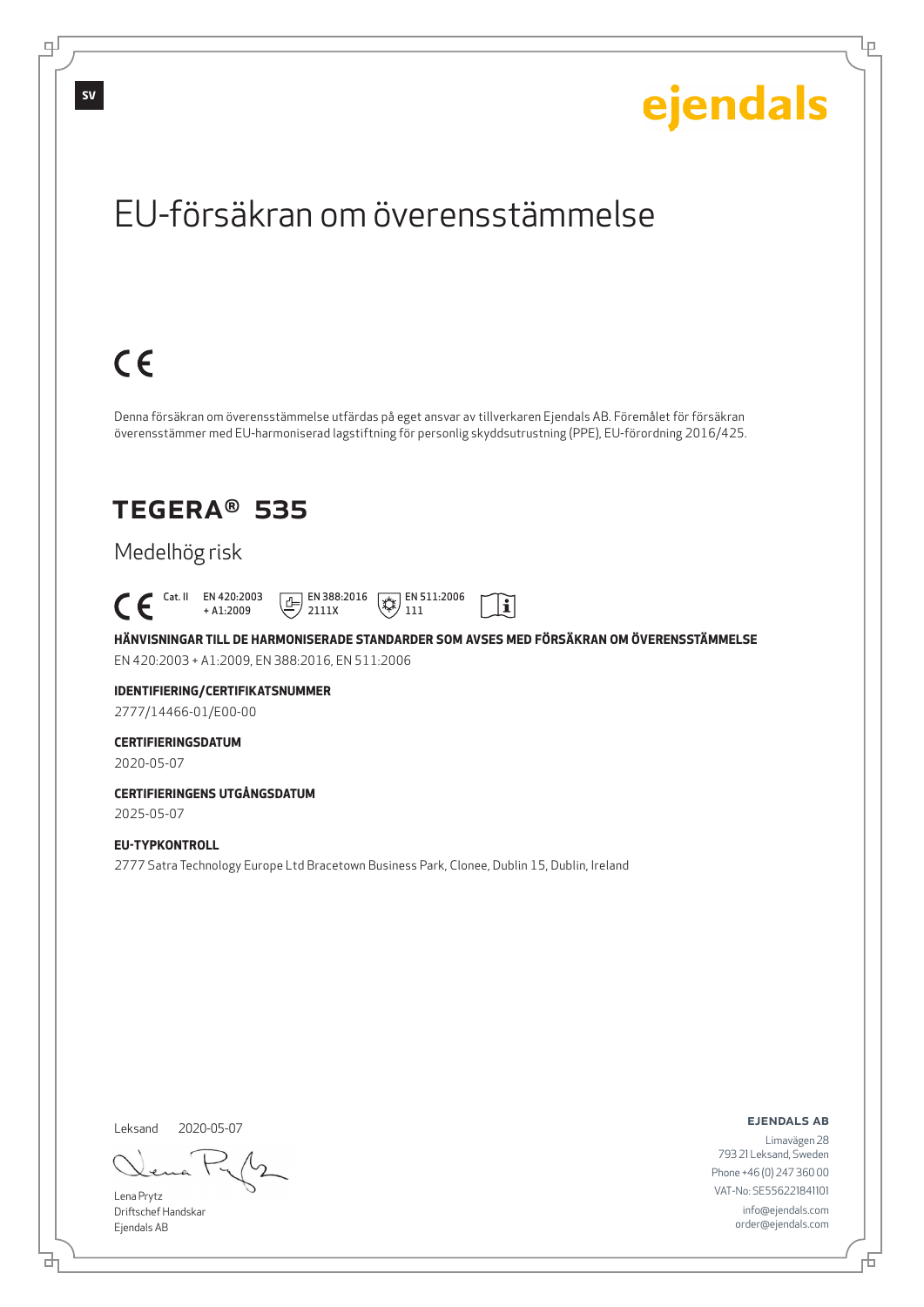SV

ejendals

# EU-försäkran om överensstämmelse

CE

Denna försäkran om överensstämmelse utfärdas på eget ansvar av tillverkaren Ejendals AB. Föremålet för försäkran överensstämmer med EU-harmoniserad lagstiftning för personlig skyddsutrustning (PPE), EU-förordning 2016/425.

## TEGERA® 535

Medelhög risk

CE Cat. II EN 420:2003 + A1:2009 EN 388:2016 2111X EN 511:2006 111

**HÄNVISNINGAR TILL DE HARMONISERADE STANDARDER SOM AVSES MED FÖRSÄKRAN OM ÖVERENSSTÄMMELSE**

EN 420:2003 + A1:2009, EN 388:2016, EN 511:2006

**IDENTIFIERING/CERTIFIKATSNUMMER**

2777/14466-01/E00-00

**CERTIFIERINGSDATUM**

2020-05-07

**CERTIFIERINGENS UTGÅNGSDATUM**

2025-05-07

**EU-TYPKONTROLL**

2777 Satra Technology Europe Ltd Bracetown Business Park, Clonee, Dublin 15, Dublin, Ireland

Leksand 2020-05-07

Lena Prytz
Driftschef Handskar
Ejendals AB

**EJENDALS AB**
Limavägen 28
793 21 Leksand, Sweden
Phone +46 (0) 247 360 00
VAT-No: SE556221841101
info@ejendals.com
order@ejendals.com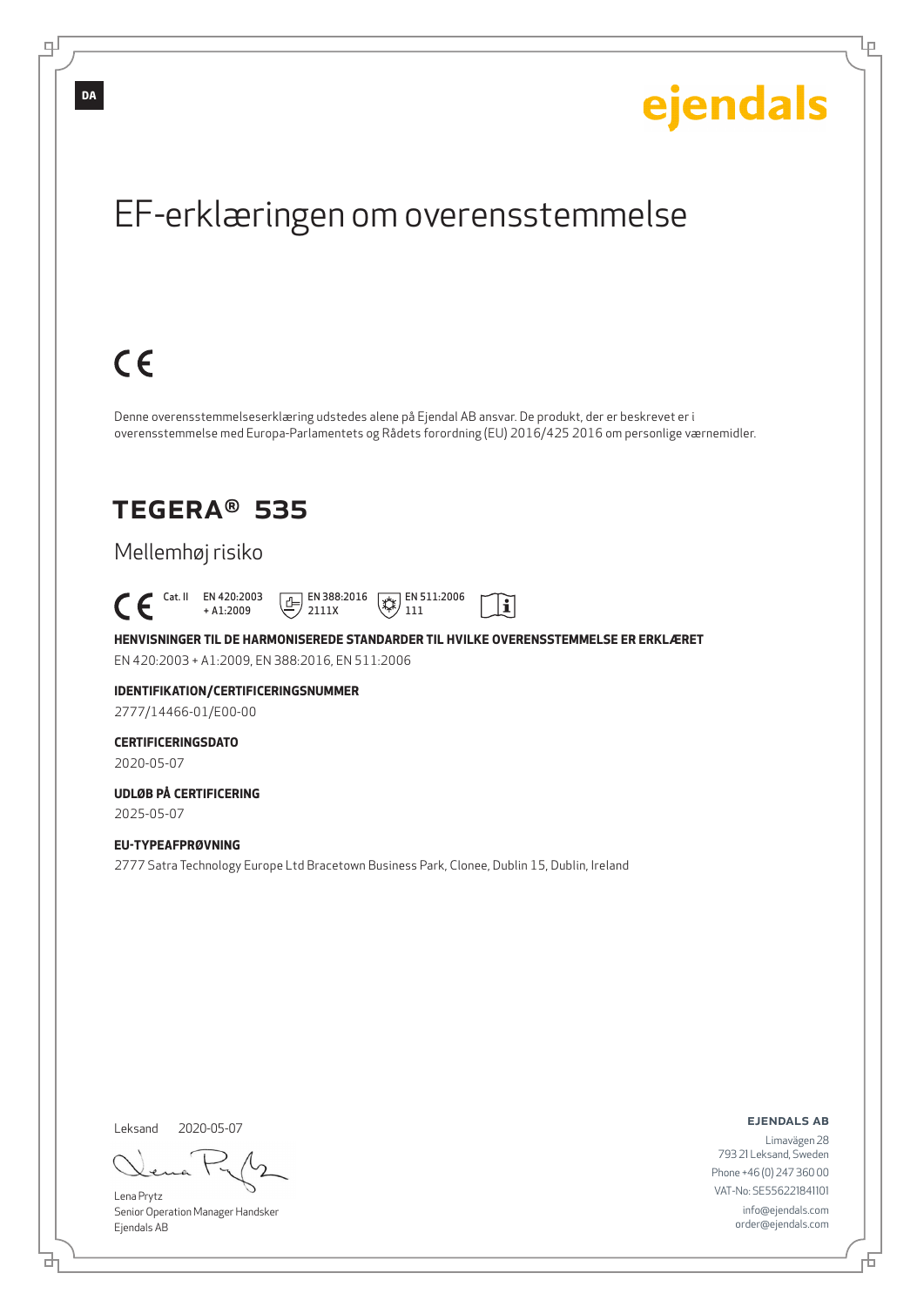DA

ejendals

# EF-erklæringen om overensstemmelse

CE

Denne overensstemmelseserklæring udstedes alene på Ejendal AB ansvar. De produkt, der er beskrevet er i overensstemmelse med Europa-Parlamentets og Rådets forordning (EU) 2016/425 2016 om personlige værnemidler.

## TEGERA® 535

Mellemhøj risiko

CE Cat. II EN 420:2003 + A1:2009 EN 388:2016 2111X EN 511:2006 111

**HENVISNINGER TIL DE HARMONISEREDE STANDARDER TIL HVILKE OVERENSSTEMMELSE ER ERKLÆRET**

EN 420:2003 + A1:2009, EN 388:2016, EN 511:2006

**IDENTIFIKATION/CERTIFICERINGSNUMMER**

2777/14466-01/E00-00

**CERTIFICERINGSDATO**

2020-05-07

**UDLØB PÅ CERTIFICERING**

2025-05-07

**EU-TYPEAFPRØVNING**

2777 Satra Technology Europe Ltd Bracetown Business Park, Clonee, Dublin 15, Dublin, Ireland

Leksand 2020-05-07

Lena Prytz
Senior Operation Manager Handsker
Ejendals AB

**EJENDALS AB**

Limavägen 28
793 21 Leksand, Sweden
Phone +46 (0) 247 360 00
VAT-No: SE556221841101
info@ejendals.com
order@ejendals.com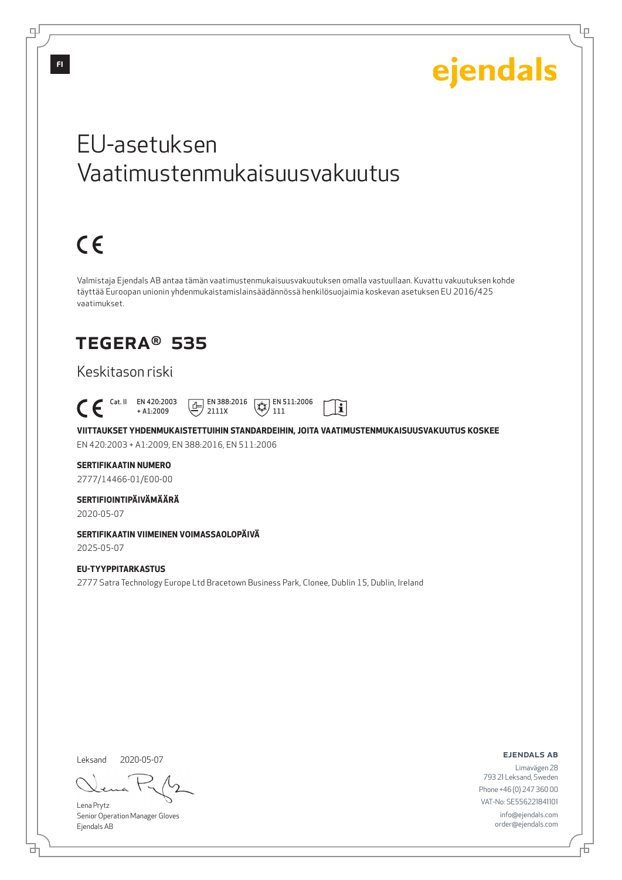ejendals

# EU-asetuksen Vaatimustenmukaisuusvakuutus

CE

Valmistaja Ejendals AB antaa tämän vaatimustenmukaisuusvakuutuksen omalla vastuullaan. Kuvattu vakuutuksen kohde täyttää Euroopan unionin yhdenmukaistamislainsäädännössä henkilösuojaimia koskevan asetuksen EU 2016/425 vaatimukset.

## TEGERA® 535

Keskitason riski

CE Cat. II EN 420:2003 + A1:2009 | EN 388:2016 2111X | EN 511:2006 111

**VIITTAUKSET YHDENMUKAISTETTUIHIN STANDARDEIHIN, JOITA VAATIMUSTENMUKAISUUSVAKUUTUS KOSKEE**

EN 420:2003 + A1:2009, EN 388:2016, EN 511:2006

**SERTIFIKAATIN NUMERO**

2777/14466-01/E00-00

**SERTIFIOINTIPÄIVÄMÄÄRÄ**

2020-05-07

**SERTIFIKAATIN VIIMEINEN VOIMASSAOLOPÄIVÄ**

2025-05-07

**EU-TYYPPITARKASTUS**

2777 Satra Technology Europe Ltd Bracetown Business Park, Clonee, Dublin 15, Dublin, Ireland

Leksand 2020-05-07

Lena Prytz
Senior Operation Manager Gloves
Ejendals AB

**EJENDALS AB**
Limavägen 28
793 21 Leksand, Sweden
Phone +46 (0) 247 360 00
VAT-No: SE556221841101
info@ejendals.com
order@ejendals.com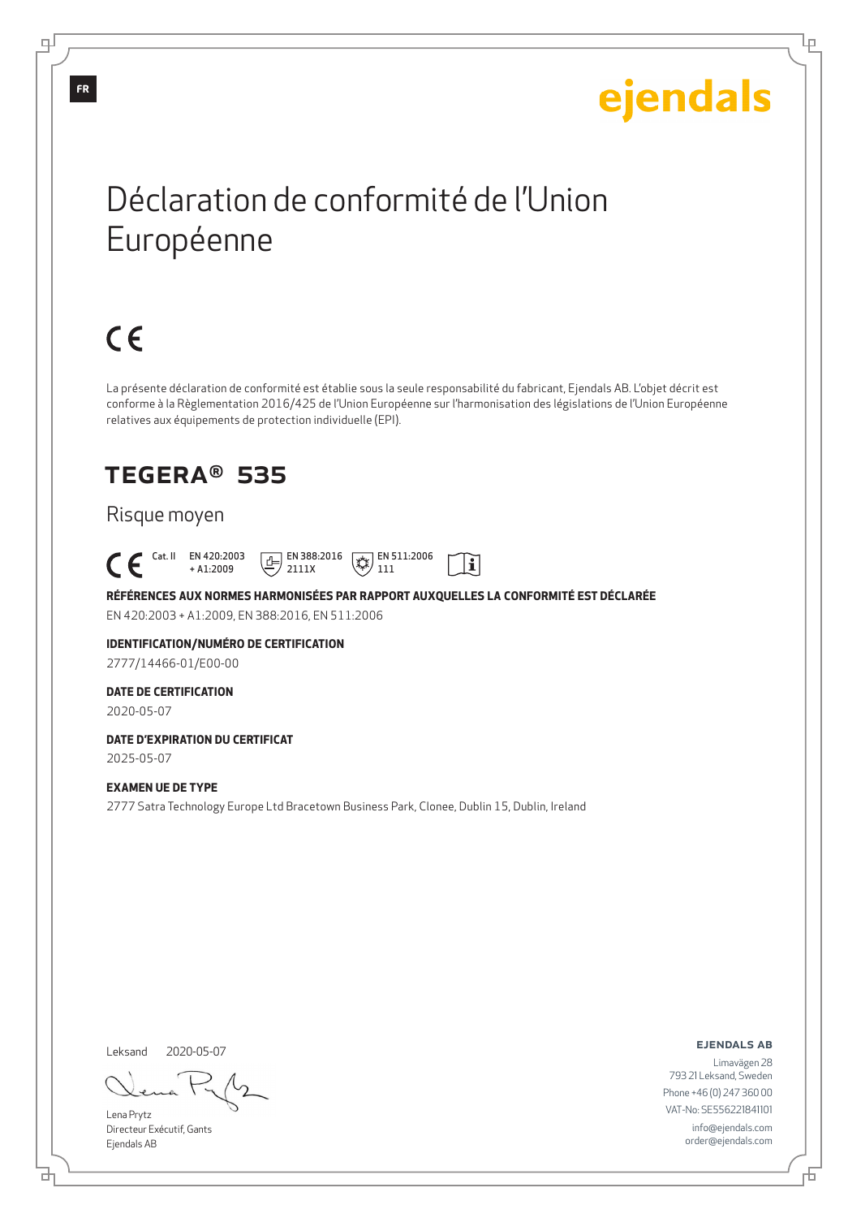FR

ejendals

# Déclaration de conformité de l'Union Européenne

CE

La présente déclaration de conformité est établie sous la seule responsabilité du fabricant, Ejendals AB. L'objet décrit est conforme à la Règlementation 2016/425 de l'Union Européenne sur l'harmonisation des législations de l'Union Européenne relatives aux équipements de protection individuelle (EPI).

## TEGERA® 535

Risque moyen

CE Cat. II EN 420:2003 + A1:2009 EN 388:2016 2111X EN 511:2006 111

**RÉFÉRENCES AUX NORMES HARMONISÉES PAR RAPPORT AUXQUELLES LA CONFORMITÉ EST DÉCLARÉE**

EN 420:2003 + A1:2009, EN 388:2016, EN 511:2006

**IDENTIFICATION/NUMÉRO DE CERTIFICATION**

2777/14466-01/E00-00

**DATE DE CERTIFICATION**

2020-05-07

**DATE D'EXPIRATION DU CERTIFICAT**

2025-05-07

**EXAMEN UE DE TYPE**

2777 Satra Technology Europe Ltd Bracetown Business Park, Clonee, Dublin 15, Dublin, Ireland

Leksand 2020-05-07

Lena Prytz
Directeur Exécutif, Gants
Ejendals AB

**EJENDALS AB**
Limavägen 28
793 21 Leksand, Sweden
Phone +46 (0) 247 360 00
VAT-No: SE556221841101
info@ejendals.com
order@ejendals.com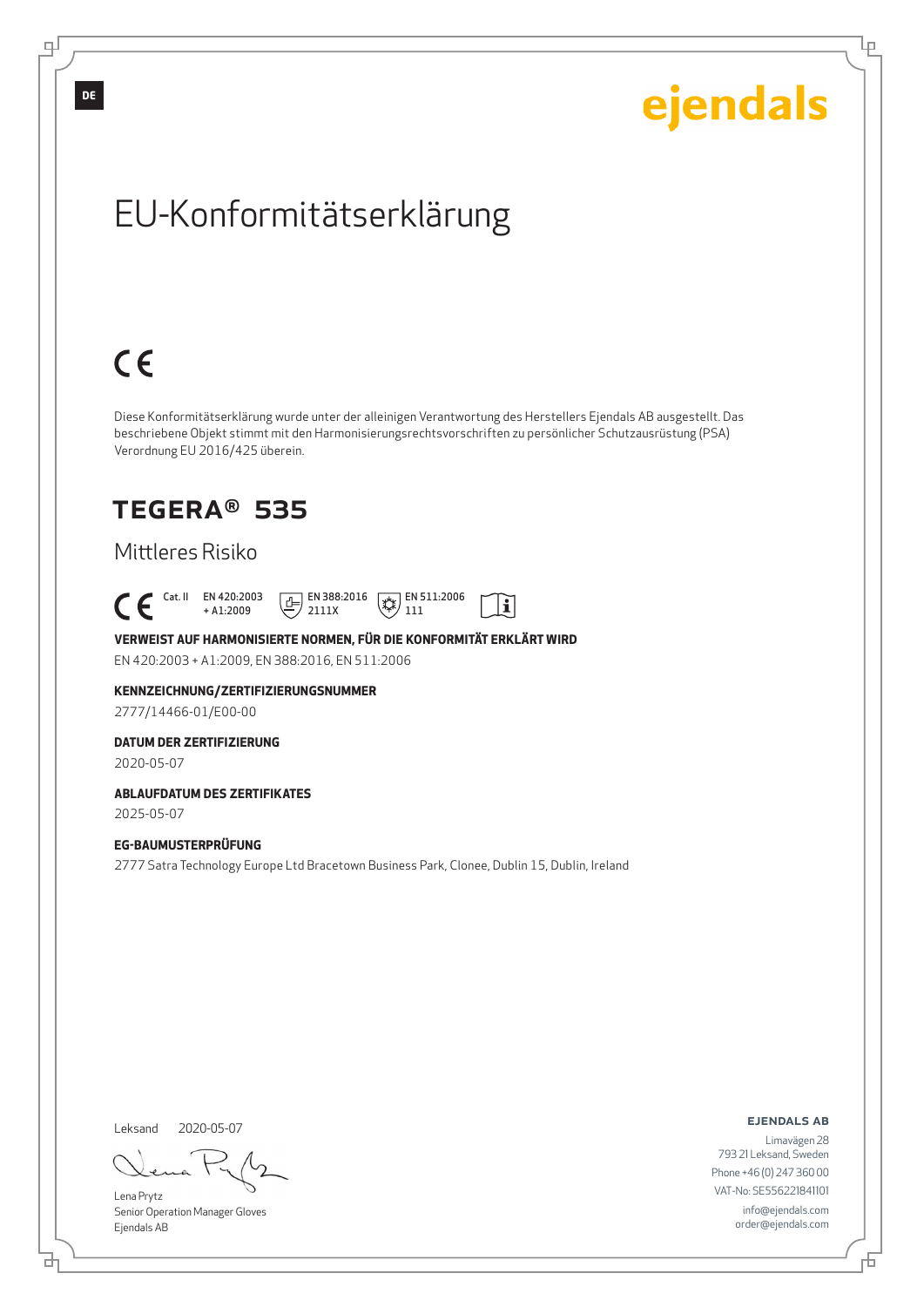DE

ejendals

# EU-Konformitätserklärung

CE

Diese Konformitätserklärung wurde unter der alleinigen Verantwortung des Herstellers Ejendals AB ausgestellt. Das beschriebene Objekt stimmt mit den Harmonisierungsrechtsvorschriften zu persönlicher Schutzausrüstung (PSA) Verordnung EU 2016/425 überein.

## TEGERA® 535

Mittleres Risiko

CE Cat. II EN 420:2003 + A1:2009 EN 388:2016 2111X EN 511:2006 111

**VERWEIST AUF HARMONISIERTE NORMEN, FÜR DIE KONFORMITÄT ERKLÄRT WIRD**

EN 420:2003 + A1:2009, EN 388:2016, EN 511:2006

**KENNZEICHNUNG/ZERTIFIZIERUNGSNUMMER**

2777/14466-01/E00-00

**DATUM DER ZERTIFIZIERUNG**

2020-05-07

**ABLAUFDATUM DES ZERTIFIKATES**

2025-05-07

**EG-BAUMUSTERPRÜFUNG**

2777 Satra Technology Europe Ltd Bracetown Business Park, Clonee, Dublin 15, Dublin, Ireland

Leksand 2020-05-07

Lena Prytz
Senior Operation Manager Gloves
Ejendals AB

**EJENDALS AB**
Limavägen 28
793 21 Leksand, Sweden
Phone +46 (0) 247 360 00
VAT-No: SE556221841101
info@ejendals.com
order@ejendals.com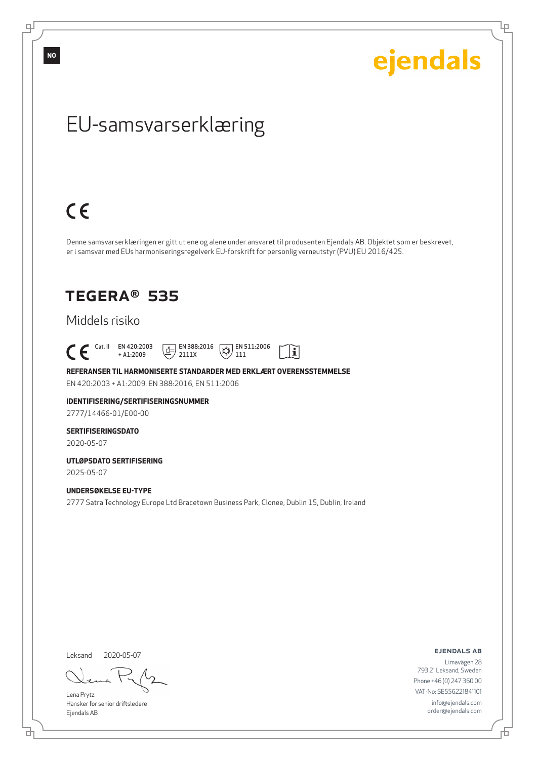NO

ejendals

# EU-samsvarserklæring

CE

Denne samsvarserklæringen er gitt ut ene og alene under ansvaret til produsenten Ejendals AB. Objektet som er beskrevet, er i samsvar med EUs harmoniseringsregelverk EU-forskrift for personlig verneutstyr (PVU) EU 2016/425.

## TEGERA® 535

Middels risiko

CE Cat. II EN 420:2003 + A1:2009 EN 388:2016 2111X EN 511:2006 111

**REFERANSER TIL HARMONISERTE STANDARDER MED ERKLÆRT OVERENSSTEMMELSE**

EN 420:2003 + A1:2009, EN 388:2016, EN 511:2006

**IDENTIFISERING/SERTIFISERINGSNUMMER**

2777/14466-01/E00-00

**SERTIFISERINGSDATO**

2020-05-07

**UTLØPSDATO SERTIFISERING**

2025-05-07

**UNDERSØKELSE EU-TYPE**

2777 Satra Technology Europe Ltd Bracetown Business Park, Clonee, Dublin 15, Dublin, Ireland

Leksand 2020-05-07

Lena Prytz
Hansker for senior driftsledere
Ejendals AB

**EJENDALS AB**
Limavägen 28
793 21 Leksand, Sweden
Phone +46 (0) 247 360 00
VAT-No: SE556221841101
info@ejendals.com
order@ejendals.com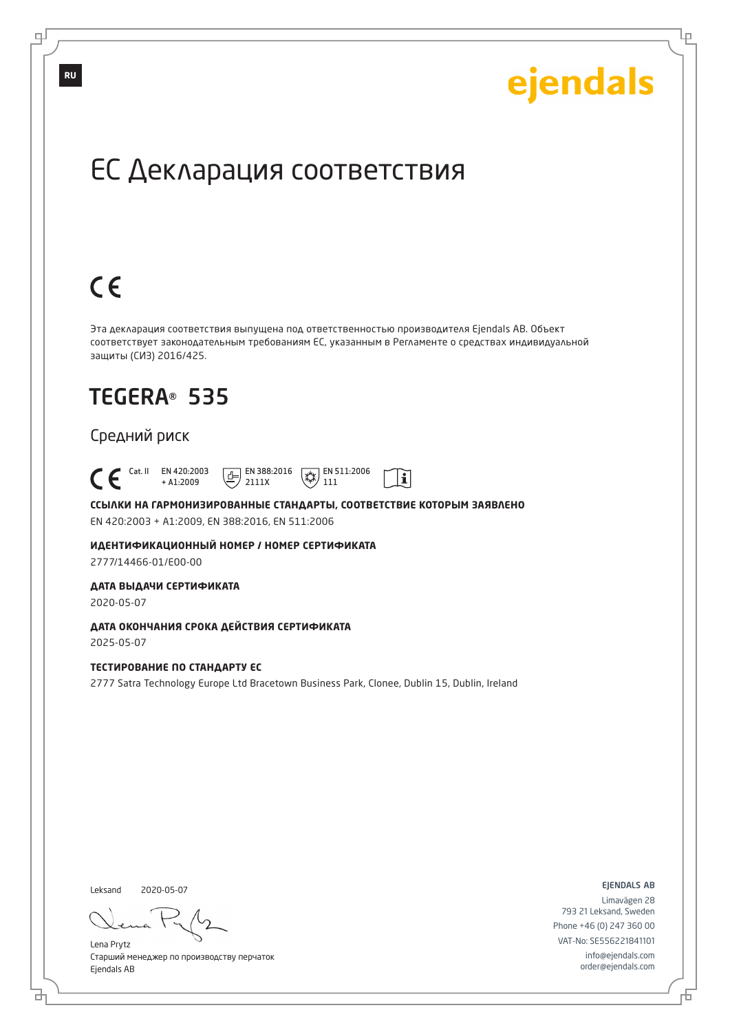RU

ejendals

# ЕС Декларация соответствия

CE

Эта декларация соответствия выпущена под ответственностью производителя Ejendals AB. Объект соответствует законодательным требованиям ЕС, указанным в Регламенте о средствах индивидуальной защиты (СИЗ) 2016/425.

## TEGERA® 535

Средний риск

CE Cat. II EN 420:2003 + A1:2009 EN 388:2016 2111X EN 511:2006 111

**ССЫЛКИ НА ГАРМОНИЗИРОВАННЫЕ СТАНДАРТЫ, СООТВЕТСТВИЕ КОТОРЫМ ЗАЯВЛЕНО**

EN 420:2003 + A1:2009, EN 388:2016, EN 511:2006

**ИДЕНТИФИКАЦИОННЫЙ НОМЕР / НОМЕР СЕРТИФИКАТА**

2777/14466-01/E00-00

**ДАТА ВЫДАЧИ СЕРТИФИКАТА**

2020-05-07

**ДАТА ОКОНЧАНИЯ СРОКА ДЕЙСТВИЯ СЕРТИФИКАТА**

2025-05-07

**ТЕСТИРОВАНИЕ ПО СТАНДАРТУ ЕС**

2777 Satra Technology Europe Ltd Bracetown Business Park, Clonee, Dublin 15, Dublin, Ireland

Leksand 2020-05-07

Lena Prytz
Старший менеджер по производству перчаток
Ejendals AB

EJENDALS AB
Limavägen 28
793 21 Leksand, Sweden
Phone +46 (0) 247 360 00
VAT-No: SE556221841101
info@ejendals.com
order@ejendals.com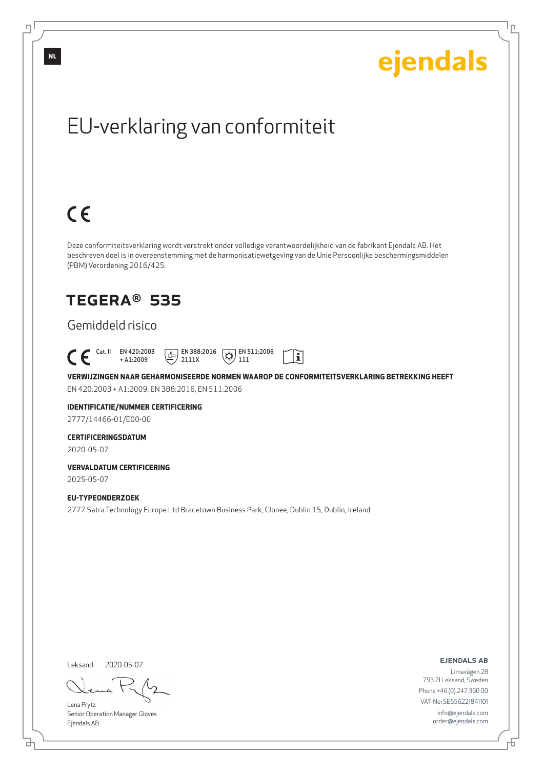NL

ejendals

# EU-verklaring van conformiteit

CE

Deze conformiteitsverklaring wordt verstrekt onder volledige verantwoordelijkheid van de fabrikant Ejendals AB. Het beschreven doel is in overeenstemming met de harmonisatiewetgeving van de Unie Persoonlijke beschermingsmiddelen (PBM) Verordening 2016/425.

## TEGERA® 535

### Gemiddeld risico

CE Cat. II EN 420:2003 + A1:2009 EN 388:2016 2111X EN 511:2006 111

**VERWIJZINGEN NAAR GEHARMONISEERDE NORMEN WAAROP DE CONFORMITEITSVERKLARING BETREKKING HEEFT**

EN 420:2003 + A1:2009, EN 388:2016, EN 511:2006

**IDENTIFICATIE/NUMMER CERTIFICERING**

2777/14466-01/E00-00

**CERTIFICERINGSDATUM**

2020-05-07

**VERVALDATUM CERTIFICERING**

2025-05-07

**EU-TYPEONDERZOEK**

2777 Satra Technology Europe Ltd Bracetown Business Park, Clonee, Dublin 15, Dublin, Ireland

Leksand 2020-05-07

Lena Prytz
Senior Operation Manager Gloves
Ejendals AB

**EJENDALS AB**
Limavägen 28
793 21 Leksand, Sweden
Phone +46 (0) 247 360 00
VAT-No: SE556221841101
info@ejendals.com
order@ejendals.com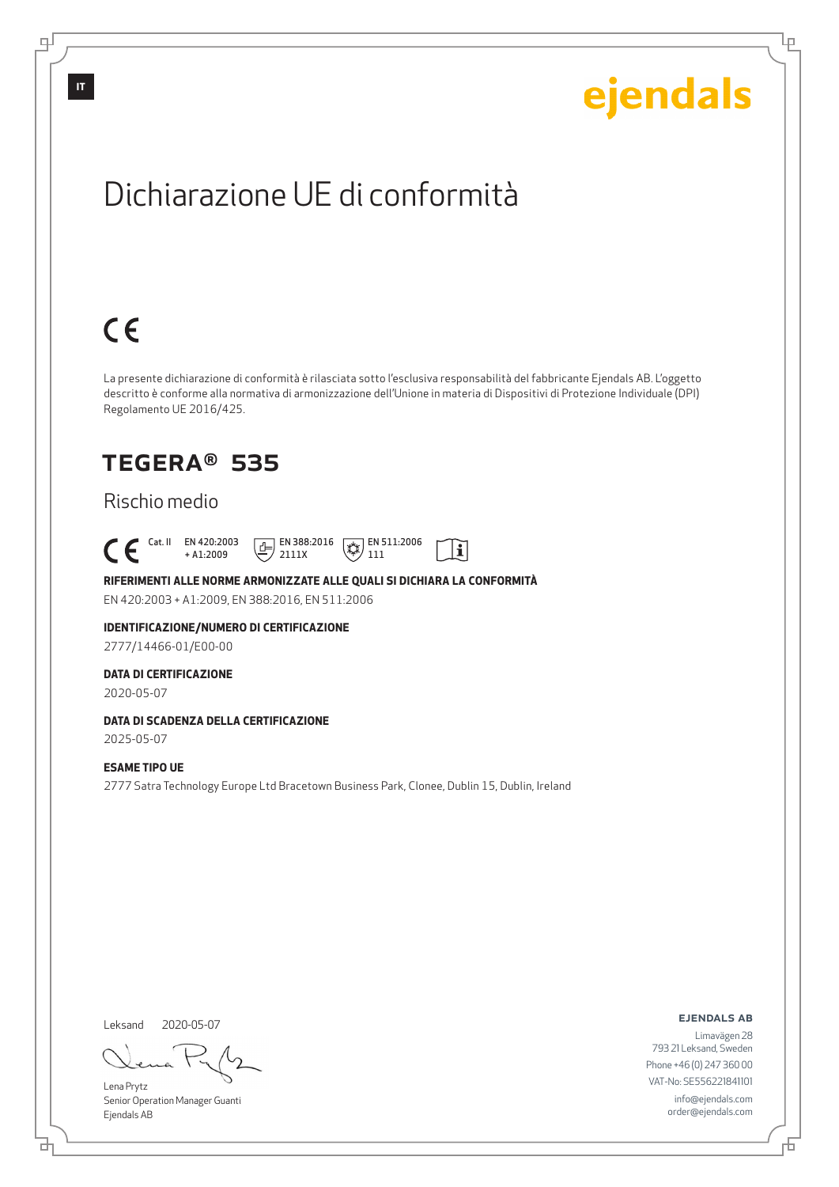ejendals

# Dichiarazione UE di conformità

CE

La presente dichiarazione di conformità è rilasciata sotto l'esclusiva responsabilità del fabbricante Ejendals AB. L'oggetto descritto è conforme alla normativa di armonizzazione dell'Unione in materia di Dispositivi di Protezione Individuale (DPI) Regolamento UE 2016/425.

## TEGERA® 535

Rischio medio

CE Cat. II EN 420:2003 + A1:2009 EN 388:2016 2111X EN 511:2006 111

**RIFERIMENTI ALLE NORME ARMONIZZATE ALLE QUALI SI DICHIARA LA CONFORMITÀ**

EN 420:2003 + A1:2009, EN 388:2016, EN 511:2006

**IDENTIFICAZIONE/NUMERO DI CERTIFICAZIONE**

2777/14466-01/E00-00

**DATA DI CERTIFICAZIONE**

2020-05-07

**DATA DI SCADENZA DELLA CERTIFICAZIONE**

2025-05-07

**ESAME TIPO UE**

2777 Satra Technology Europe Ltd Bracetown Business Park, Clonee, Dublin 15, Dublin, Ireland

Leksand 2020-05-07

Lena Prytz
Senior Operation Manager Guanti
Ejendals AB

**EJENDALS AB**
Limavägen 28
793 21 Leksand, Sweden
Phone +46 (0) 247 360 00
VAT-No: SE556221841101
info@ejendals.com
order@ejendals.com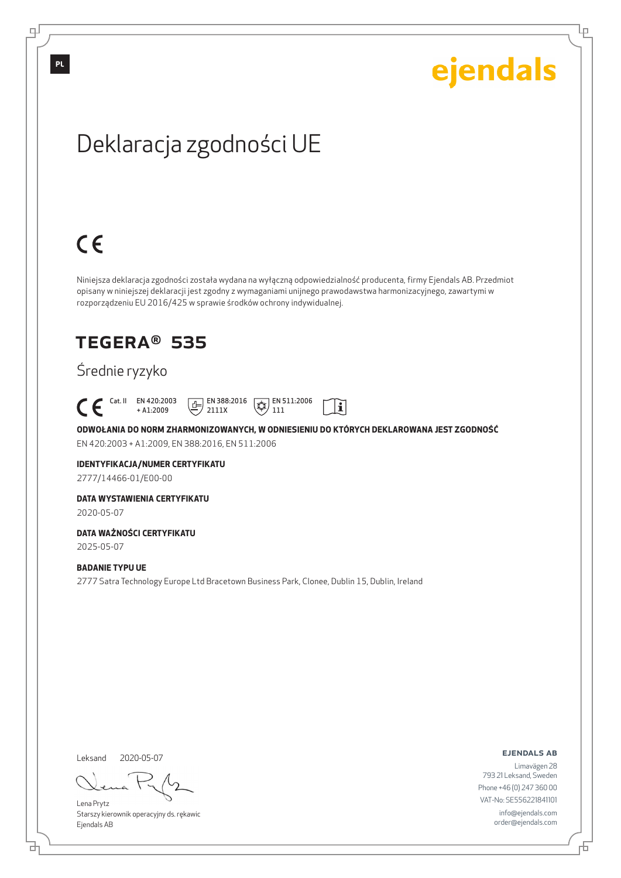PL

ejendals

# Deklaracja zgodności UE

CE

Niniejsza deklaracja zgodności została wydana na wyłączną odpowiedzialność producenta, firmy Ejendals AB. Przedmiot opisany w niniejszej deklaracji jest zgodny z wymaganiami unijnego prawodawstwa harmonizacyjnego, zawartymi w rozporządzeniu EU 2016/425 w sprawie środków ochrony indywidualnej.

## TEGERA® 535

Średnie ryzyko

CE Cat. II EN 420:2003 + A1:2009 EN 388:2016 2111X EN 511:2006 111

**ODWOŁANIA DO NORM ZHARMONIZOWANYCH, W ODNIESIENIU DO KTÓRYCH DEKLAROWANA JEST ZGODNOŚĆ**

EN 420:2003 + A1:2009, EN 388:2016, EN 511:2006

**IDENTYFIKACJA/NUMER CERTYFIKATU**

2777/14466-01/E00-00

**DATA WYSTAWIENIA CERTYFIKATU**

2020-05-07

**DATA WAŻNOŚCI CERTYFIKATU**

2025-05-07

**BADANIE TYPU UE**

2777 Satra Technology Europe Ltd Bracetown Business Park, Clonee, Dublin 15, Dublin, Ireland

Leksand 2020-05-07

Lena Prytz
Starszy kierownik operacyjny ds. rękawic
Ejendals AB

**EJENDALS AB**

Limavägen 28
793 21 Leksand, Sweden
Phone +46 (0) 247 360 00
VAT-No: SE556221841101
info@ejendals.com
order@ejendals.com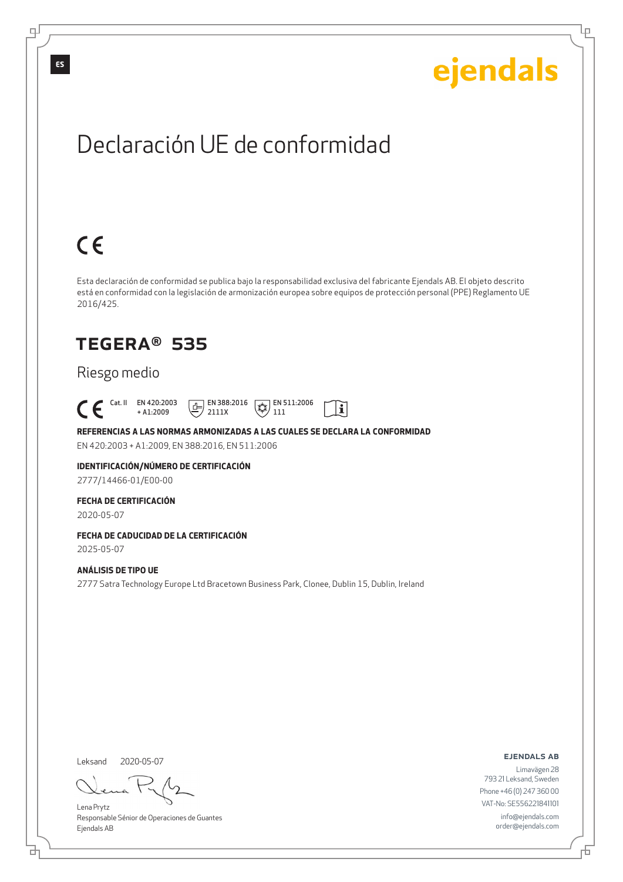ES

ejendals

# Declaración UE de conformidad

CE

Esta declaración de conformidad se publica bajo la responsabilidad exclusiva del fabricante Ejendals AB. El objeto descrito está en conformidad con la legislación de armonización europea sobre equipos de protección personal (PPE) Reglamento UE 2016/425.

## TEGERA® 535

Riesgo medio

CE Cat. II EN 420:2003 + A1:2009 EN 388:2016 2111X EN 511:2006 111

**REFERENCIAS A LAS NORMAS ARMONIZADAS A LAS CUALES SE DECLARA LA CONFORMIDAD**

EN 420:2003 + A1:2009, EN 388:2016, EN 511:2006

**IDENTIFICACIÓN/NÚMERO DE CERTIFICACIÓN**

2777/14466-01/E00-00

**FECHA DE CERTIFICACIÓN**

2020-05-07

**FECHA DE CADUCIDAD DE LA CERTIFICACIÓN**

2025-05-07

**ANÁLISIS DE TIPO UE**

2777 Satra Technology Europe Ltd Bracetown Business Park, Clonee, Dublin 15, Dublin, Ireland

Leksand 2020-05-07

Lena Prytz
Responsable Sénior de Operaciones de Guantes
Ejendals AB

**EJENDALS AB**
Limavägen 28
793 21 Leksand, Sweden
Phone +46 (0) 247 360 00
VAT-No: SE556221841101
info@ejendals.com
order@ejendals.com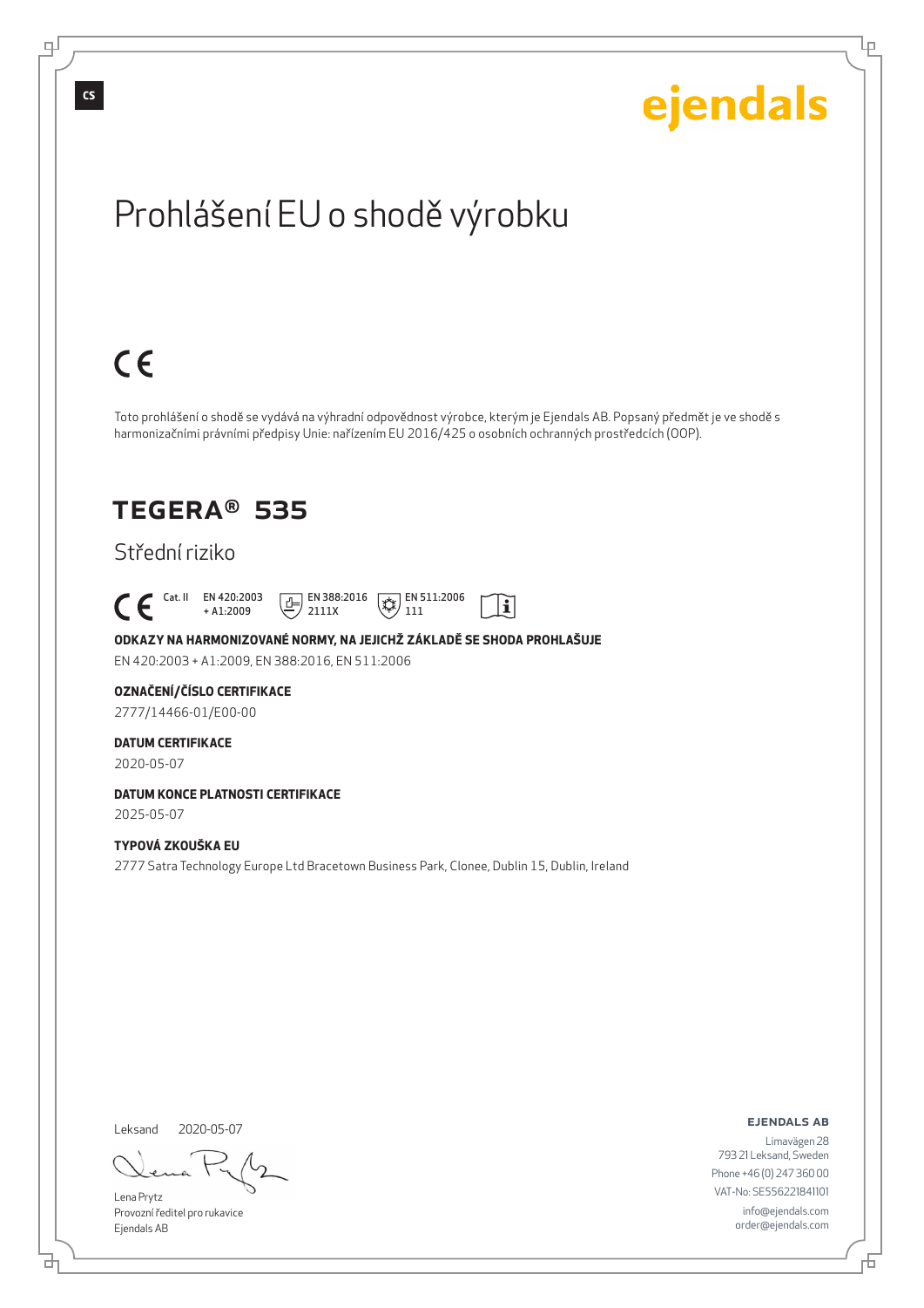ejendals

# Prohlášení EU o shodě výrobku

CE

Toto prohlášení o shodě se vydává na výhradní odpovědnost výrobce, kterým je Ejendals AB. Popsaný předmět je ve shodě s harmonizačními právními předpisy Unie: nařízením EU 2016/425 o osobních ochranných prostředcích (OOP).

## TEGERA® 535

Střední riziko

CE Cat. II EN 420:2003 + A1:2009 EN 388:2016 2111X EN 511:2006 111

**ODKAZY NA HARMONIZOVANÉ NORMY, NA JEJICHŽ ZÁKLADĚ SE SHODA PROHLAŠUJE**

EN 420:2003 + A1:2009, EN 388:2016, EN 511:2006

**OZNAČENÍ/ČÍSLO CERTIFIKACE**

2777/14466-01/E00-00

**DATUM CERTIFIKACE**

2020-05-07

**DATUM KONCE PLATNOSTI CERTIFIKACE**

2025-05-07

**TYPOVÁ ZKOUŠKA EU**

2777 Satra Technology Europe Ltd Bracetown Business Park, Clonee, Dublin 15, Dublin, Ireland

Leksand 2020-05-07

Lena Prytz
Provozní ředitel pro rukavice
Ejendals AB

**EJENDALS AB**
Limavägen 28
793 21 Leksand, Sweden
Phone +46 (0) 247 360 00
VAT-No: SE556221841101
info@ejendals.com
order@ejendals.com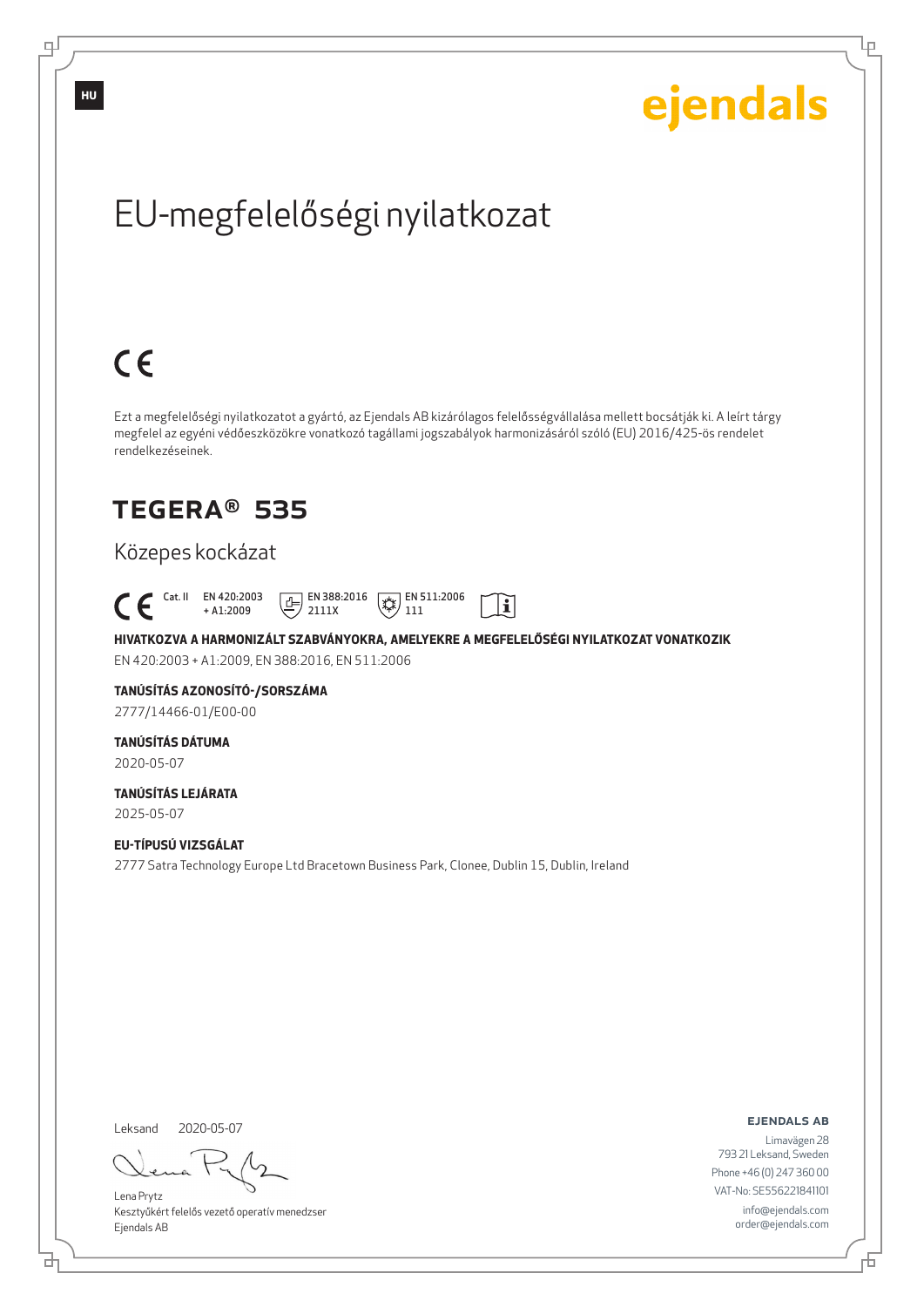HU

ejendals

# EU-megfelelőségi nyilatkozat

CE

Ezt a megfelelőségi nyilatkozatot a gyártó, az Ejendals AB kizárólagos felelősségvállalása mellett bocsátják ki. A leírt tárgy megfelel az egyéni védőeszközökre vonatkozó tagállami jogszabályok harmonizásáról szóló (EU) 2016/425-ös rendelet rendelkezéseinek.

## TEGERA® 535

Közepes kockázat

CE Cat. II EN 420:2003 + A1:2009 EN 388:2016 2111X EN 511:2006 111

**HIVATKOZVA A HARMONIZÁLT SZABVÁNYOKRA, AMELYEKRE A MEGFELELŐSÉGI NYILATKOZAT VONATKOZIK**

EN 420:2003 + A1:2009, EN 388:2016, EN 511:2006

**TANÚSÍTÁS AZONOSÍTÓ-/SORSZÁMA**

2777/14466-01/E00-00

**TANÚSÍTÁS DÁTUMA**

2020-05-07

**TANÚSÍTÁS LEJÁRATA**

2025-05-07

**EU-TÍPUSÚ VIZSGÁLAT**

2777 Satra Technology Europe Ltd Bracetown Business Park, Clonee, Dublin 15, Dublin, Ireland

Leksand 2020-05-07

Lena Prytz
Kesztyűkért felelős vezető operatív menedzser
Ejendals AB

**EJENDALS AB**

Limavägen 28
793 21 Leksand, Sweden
Phone +46 (0) 247 360 00
VAT-No: SE556221841101
info@ejendals.com
order@ejendals.com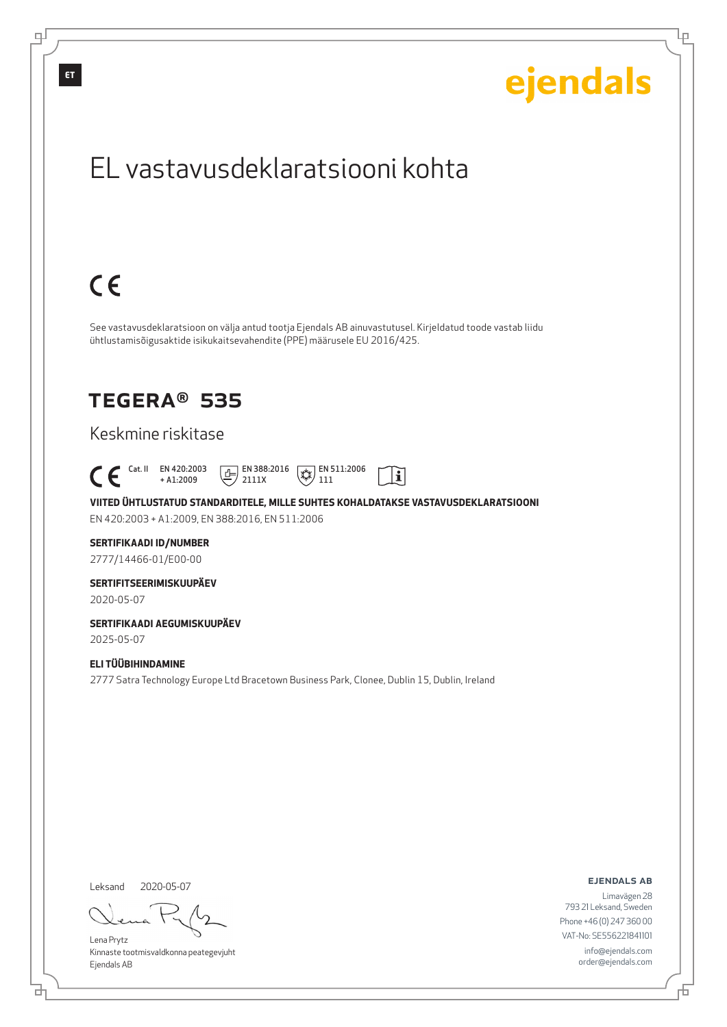ET

ejendals

# EL vastavusdeklaratsiooni kohta

CE

See vastavusdeklaratsioon on välja antud tootja Ejendals AB ainuvastutusel. Kirjeldatud toode vastab liidu ühtlustamisõigusaktide isikukaitsevahendite (PPE) määrusele EU 2016/425.

## TEGERA® 535

Keskmine riskitase

CE Cat. II EN 420:2003 + A1:2009 EN 388:2016 2111X EN 511:2006 111

**VIITED ÜHTLUSTATUD STANDARDITELE, MILLE SUHTES KOHALDATAKSE VASTAVUSDEKLARATSIOONI**

EN 420:2003 + A1:2009, EN 388:2016, EN 511:2006

**SERTIFIKAADI ID/NUMBER**

2777/14466-01/E00-00

**SERTIFITSEERIMISKUUPÄEV**

2020-05-07

**SERTIFIKAADI AEGUMISKUUPÄEV**

2025-05-07

**ELI TÜÜBIHINDAMINE**

2777 Satra Technology Europe Ltd Bracetown Business Park, Clonee, Dublin 15, Dublin, Ireland

Leksand 2020-05-07

Lena Prytz
Kinnaste tootmisvaldkonna peategevjuht
Ejendals AB

**EJENDALS AB**

Limavägen 28
793 21 Leksand, Sweden
Phone +46 (0) 247 360 00
VAT-No: SE556221841101
info@ejendals.com
order@ejendals.com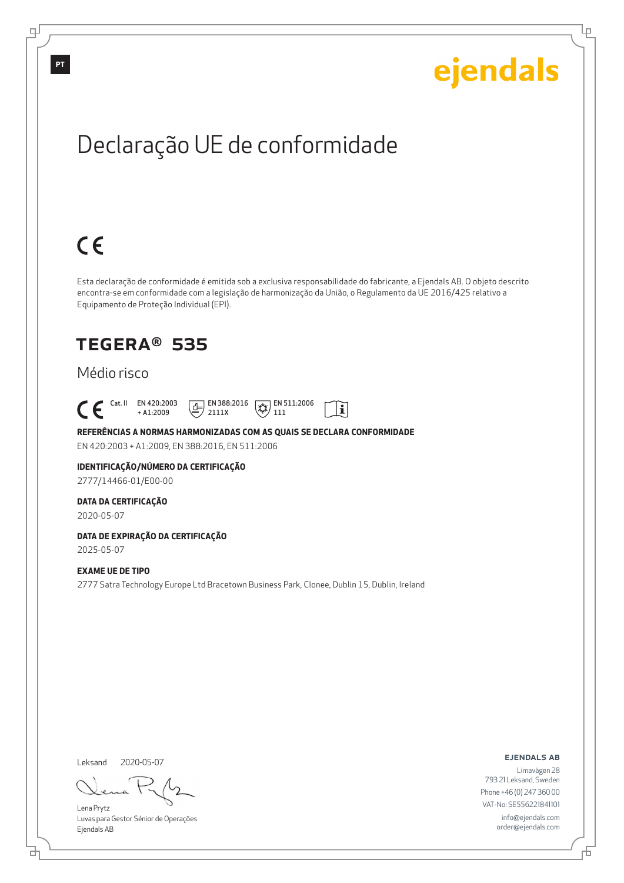PT

ejendals

# Declaração UE de conformidade

CE

Esta declaração de conformidade é emitida sob a exclusiva responsabilidade do fabricante, a Ejendals AB. O objeto descrito encontra-se em conformidade com a legislação de harmonização da União, o Regulamento da UE 2016/425 relativo a Equipamento de Proteção Individual (EPI).

## TEGERA® 535

Médio risco

CE Cat. II EN 420:2003 + A1:2009 EN 388:2016 2111X EN 511:2006 111

**REFERÊNCIAS A NORMAS HARMONIZADAS COM AS QUAIS SE DECLARA CONFORMIDADE**

EN 420:2003 + A1:2009, EN 388:2016, EN 511:2006

**IDENTIFICAÇÃO/NÚMERO DA CERTIFICAÇÃO**

2777/14466-01/E00-00

**DATA DA CERTIFICAÇÃO**

2020-05-07

**DATA DE EXPIRAÇÃO DA CERTIFICAÇÃO**

2025-05-07

**EXAME UE DE TIPO**

2777 Satra Technology Europe Ltd Bracetown Business Park, Clonee, Dublin 15, Dublin, Ireland

Leksand 2020-05-07

Lena Prytz
Luvas para Gestor Sénior de Operações
Ejendals AB

**EJENDALS AB**

Limavägen 28
793 21 Leksand, Sweden
Phone +46 (0) 247 360 00
VAT-No: SE556221841101
info@ejendals.com
order@ejendals.com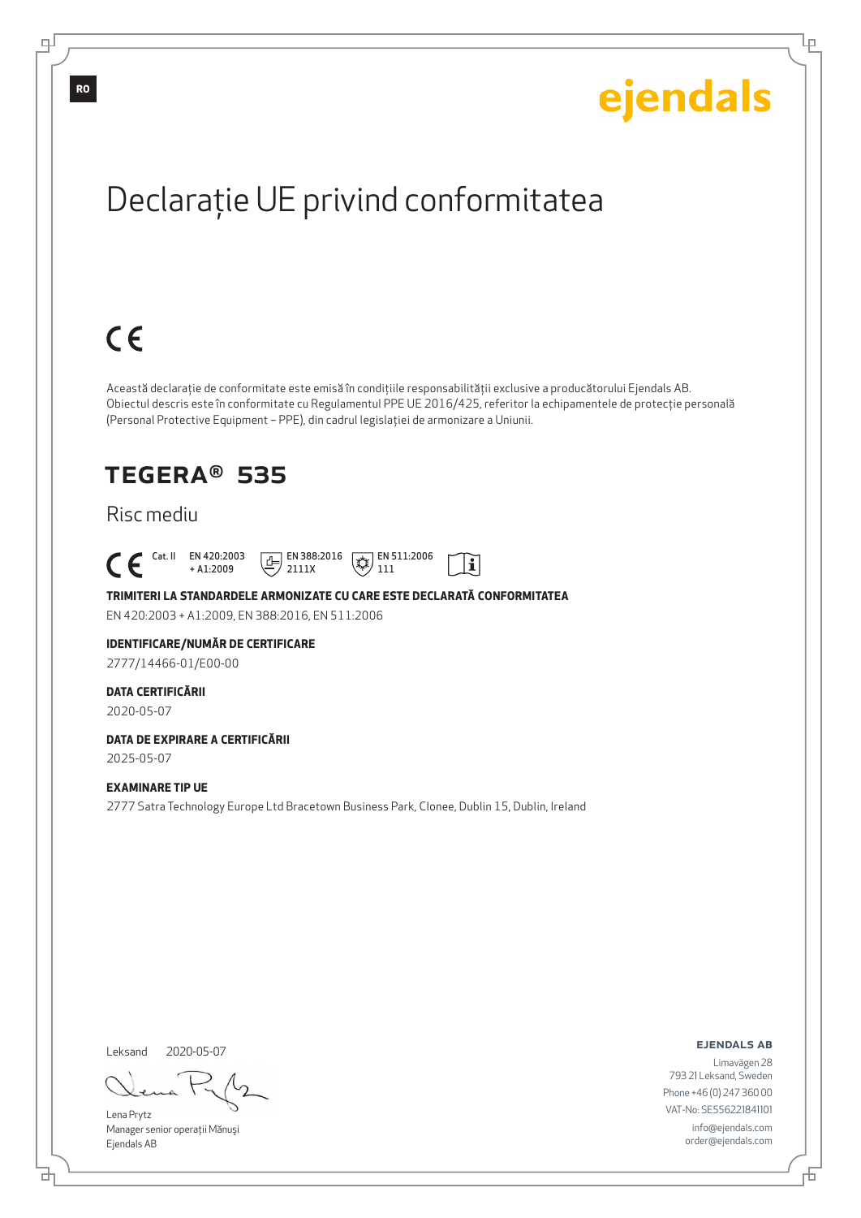RO

ejendals

# Declarație UE privind conformitatea

CE

Această declarație de conformitate este emisă în condițiile responsabilității exclusive a producătorului Ejendals AB. Obiectul descris este în conformitate cu Regulamentul PPE UE 2016/425, referitor la echipamentele de protecție personală (Personal Protective Equipment – PPE), din cadrul legislației de armonizare a Uniunii.

## TEGERA® 535

Risc mediu

CE Cat. II EN 420:2003 + A1:2009 EN 388:2016 2111X EN 511:2006 111

**TRIMITERI LA STANDARDELE ARMONIZATE CU CARE ESTE DECLARATĂ CONFORMITATEA**

EN 420:2003 + A1:2009, EN 388:2016, EN 511:2006

**IDENTIFICARE/NUMĂR DE CERTIFICARE**

2777/14466-01/E00-00

**DATA CERTIFICĂRII**

2020-05-07

**DATA DE EXPIRARE A CERTIFICĂRII**

2025-05-07

**EXAMINARE TIP UE**

2777 Satra Technology Europe Ltd Bracetown Business Park, Clonee, Dublin 15, Dublin, Ireland

Leksand 2020-05-07

Lena Prytz
Manager senior operații Mănuși
Ejendals AB

**EJENDALS AB**
Limavägen 28
793 21 Leksand, Sweden
Phone +46 (0) 247 360 00
VAT-No: SE556221841101
info@ejendals.com
order@ejendals.com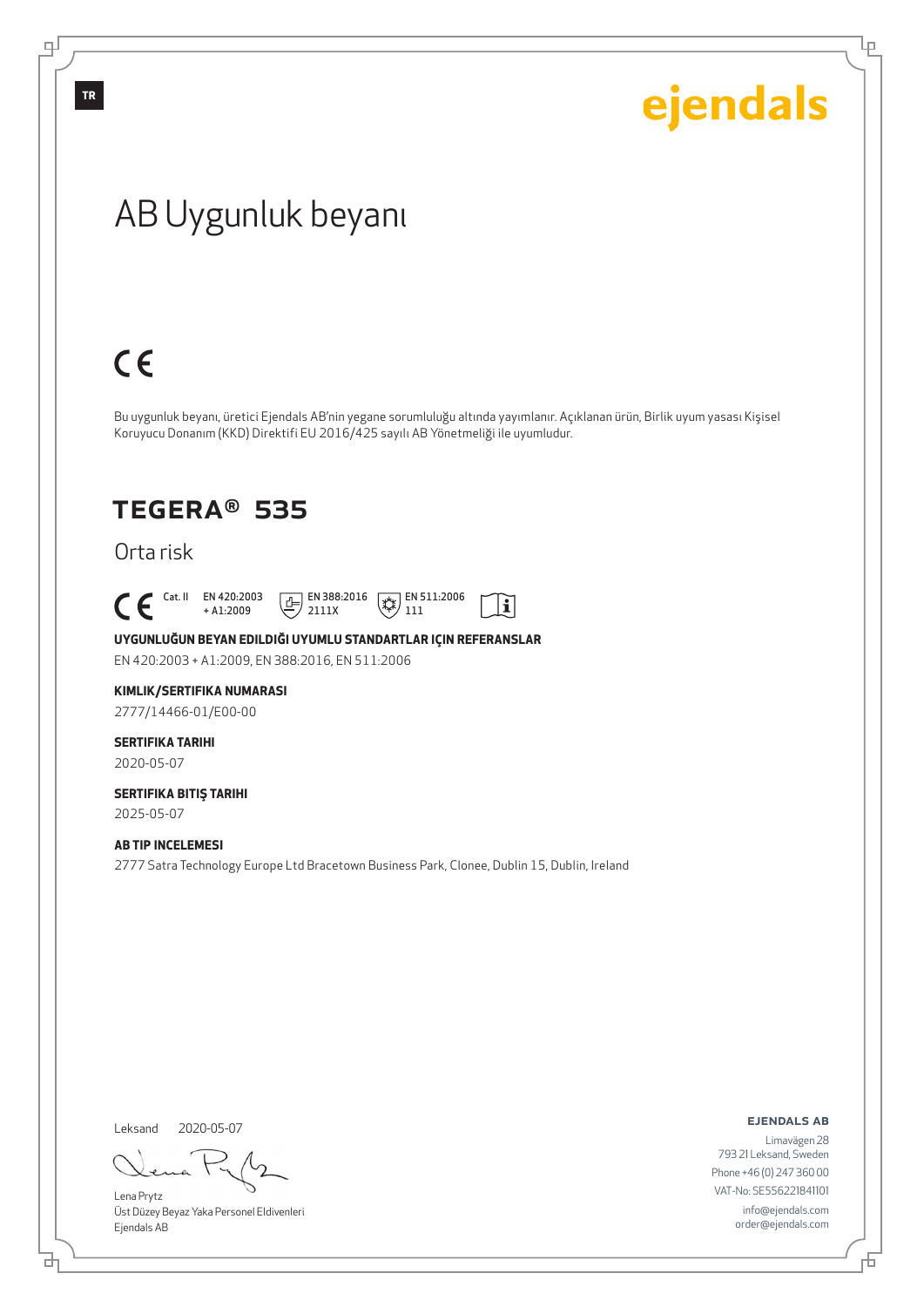TR

ejendals

# AB Uygunluk beyanı

CE

Bu uygunluk beyanı, üretici Ejendals AB'nin yegane sorumluluğu altında yayımlanır. Açıklanan ürün, Birlik uyum yasası Kişisel Koruyucu Donanım (KKD) Direktifi EU 2016/425 sayılı AB Yönetmeliği ile uyumludur.

## TEGERA® 535

Orta risk

CE Cat. II EN 420:2003 + A1:2009 EN 388:2016 2111X EN 511:2006 111

**UYGUNLUĞUN BEYAN EDILDIĞI UYUMLU STANDARTLAR IÇIN REFERANSLAR**

EN 420:2003 + A1:2009, EN 388:2016, EN 511:2006

**KIMLIK/SERTIFIKA NUMARASI**

2777/14466-01/E00-00

**SERTIFIKA TARIHI**

2020-05-07

**SERTIFIKA BITIŞ TARIHI**

2025-05-07

**AB TIP INCELEMESI**

2777 Satra Technology Europe Ltd Bracetown Business Park, Clonee, Dublin 15, Dublin, Ireland

Leksand 2020-05-07

Lena Prytz
Üst Düzey Beyaz Yaka Personel Eldivenleri
Ejendals AB

**EJENDALS AB**

Limavägen 28
793 21 Leksand, Sweden
Phone +46 (0) 247 360 00
VAT-No: SE556221841101
info@ejendals.com
order@ejendals.com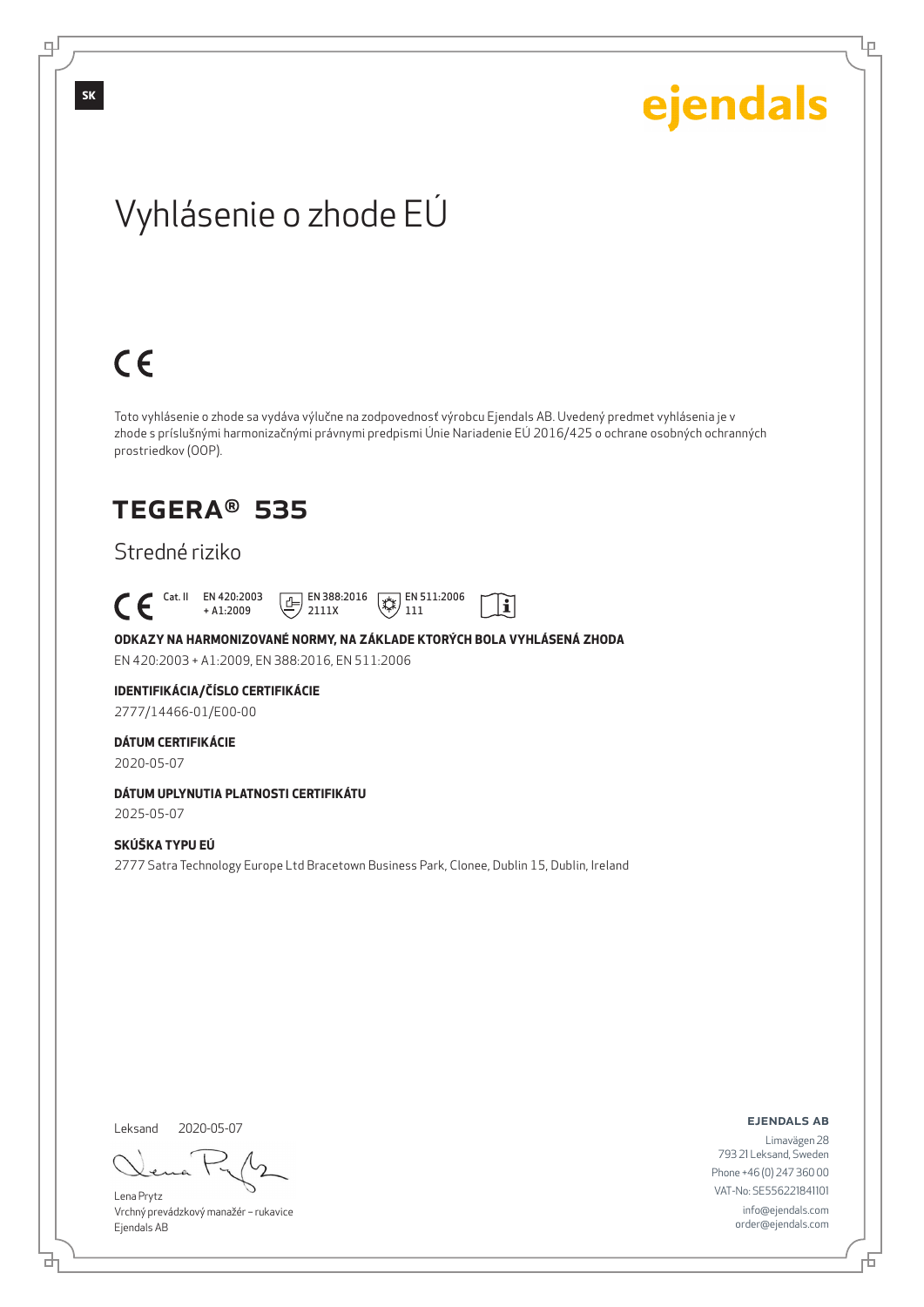SK

ejendals

# Vyhlásenie o zhode EÚ

CE

Toto vyhlásenie o zhode sa vydáva výlučne na zodpovednosť výrobcu Ejendals AB. Uvedený predmet vyhlásenia je v zhode s príslušnými harmonizačnými právnymi predpismi Únie Nariadenie EÚ 2016/425 o ochrane osobných ochranných prostriedkov (OOP).

## TEGERA® 535

Stredné riziko

CE Cat. II EN 420:2003 + A1:2009 EN 388:2016 2111X EN 511:2006 111

**ODKAZY NA HARMONIZOVANÉ NORMY, NA ZÁKLADE KTORÝCH BOLA VYHLÁSENÁ ZHODA**

EN 420:2003 + A1:2009, EN 388:2016, EN 511:2006

**IDENTIFIKÁCIA/ČÍSLO CERTIFIKÁCIE**

2777/14466-01/E00-00

**DÁTUM CERTIFIKÁCIE**

2020-05-07

**DÁTUM UPLYNUTIA PLATNOSTI CERTIFIKÁTU**

2025-05-07

**SKÚŠKA TYPU EÚ**

2777 Satra Technology Europe Ltd Bracetown Business Park, Clonee, Dublin 15, Dublin, Ireland

Leksand 2020-05-07

Lena Prytz
Vrchný prevádzkový manažér – rukavice
Ejendals AB

**EJENDALS AB**

Limavägen 28
793 21 Leksand, Sweden
Phone +46 (0) 247 360 00
VAT-No: SE556221841101
info@ejendals.com
order@ejendals.com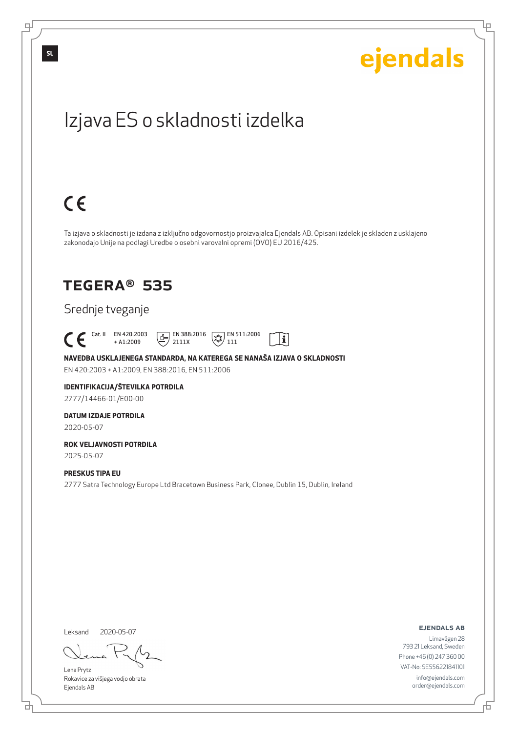SL

ejendals

# Izjava ES o skladnosti izdelka

CE

Ta izjava o skladnosti je izdana z izključno odgovornostjo proizvajalca Ejendals AB. Opisani izdelek je skladen z usklajeno zakonodajo Unije na podlagi Uredbe o osebni varovalni opremi (OVO) EU 2016/425.

## TEGERA® 535

Srednje tveganje

CE Cat. II EN 420:2003 + A1:2009 EN 388:2016 2111X EN 511:2006 111

**NAVEDBA USKLAJENEGA STANDARDA, NA KATEREGA SE NANAŠA IZJAVA O SKLADNOSTI**

EN 420:2003 + A1:2009, EN 388:2016, EN 511:2006

**IDENTIFIKACIJA/ŠTEVILKA POTRDILA**

2777/14466-01/E00-00

**DATUM IZDAJE POTRDILA**

2020-05-07

**ROK VELJAVNOSTI POTRDILA**

2025-05-07

**PRESKUS TIPA EU**

2777 Satra Technology Europe Ltd Bracetown Business Park, Clonee, Dublin 15, Dublin, Ireland

Leksand 2020-05-07

Lena Prytz
Rokavice za višjega vodjo obrata
Ejendals AB

**EJENDALS AB**
Limavägen 28
793 21 Leksand, Sweden
Phone +46 (0) 247 360 00
VAT-No: SE556221841101
info@ejendals.com
order@ejendals.com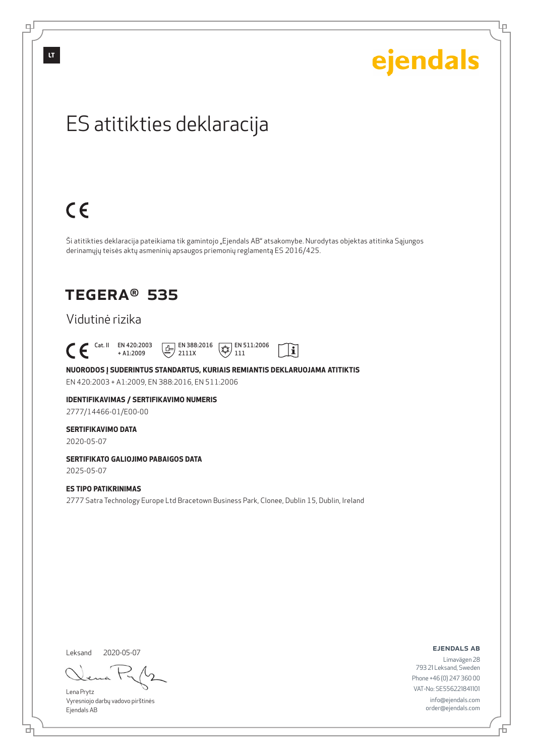LT

ejendals

# ES atitikties deklaracija

CE

Ši atitikties deklaracija pateikiama tik gamintojo „Ejendals AB" atsakomybe. Nurodytas objektas atitinka Sąjungos derinamųjų teisės aktų asmeninių apsaugos priemonių reglamentą ES 2016/425.

## TEGERA® 535

Vidutinė rizika

CE Cat. II EN 420:2003 + A1:2009 EN 388:2016 2111X EN 511:2006 111

**NUORODOS Į SUDERINTUS STANDARTUS, KURIAIS REMIANTIS DEKLARUOJAMA ATITIKTIS**

EN 420:2003 + A1:2009, EN 388:2016, EN 511:2006

**IDENTIFIKAVIMAS / SERTIFIKAVIMO NUMERIS**

2777/14466-01/E00-00

**SERTIFIKAVIMO DATA**

2020-05-07

**SERTIFIKATO GALIOJIMO PABAIGOS DATA**

2025-05-07

**ES TIPO PATIKRINIMAS**

2777 Satra Technology Europe Ltd Bracetown Business Park, Clonee, Dublin 15, Dublin, Ireland

Leksand 2020-05-07

Lena Prytz
Vyresniojo darbų vadovo pirštinės
Ejendals AB

**EJENDALS AB**

Limavägen 28
793 21 Leksand, Sweden
Phone +46 (0) 247 360 00
VAT-No: SE556221841101
info@ejendals.com
order@ejendals.com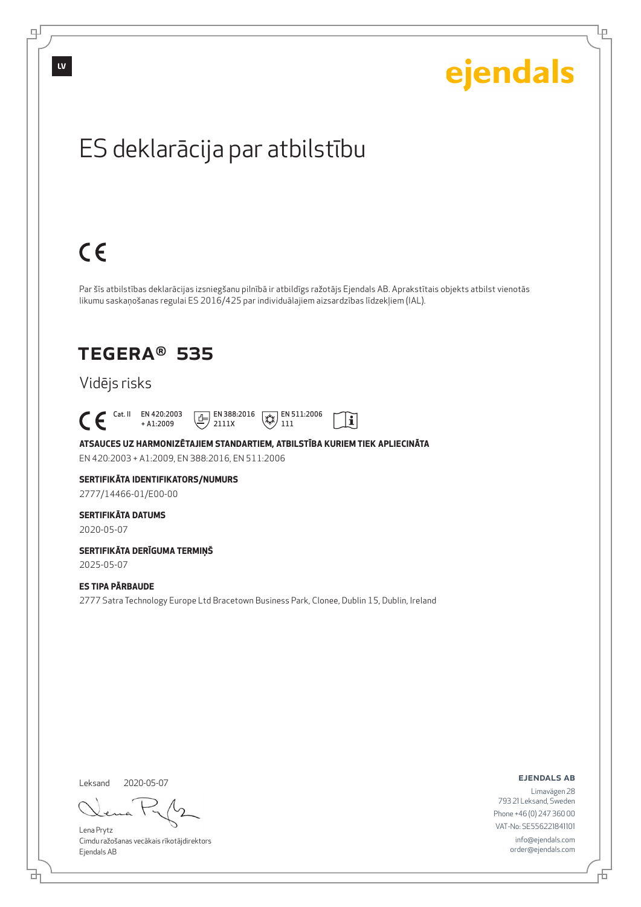ejendals

# ES deklarācija par atbilstību

CE

Par šīs atbilstības deklarācijas izsniegšanu pilnībā ir atbildīgs ražotājs Ejendals AB. Aprakstītais objekts atbilst vienotās likumu saskaņošanas regulai ES 2016/425 par individuālajiem aizsardzības līdzekļiem (IAL).

## TEGERA® 535

Vidējs risks

CE Cat. II EN 420:2003 + A1:2009 EN 388:2016 2111X EN 511:2006 111

**ATSAUCES UZ HARMONIZĒTAJIEM STANDARTIEM, ATBILSTĪBA KURIEM TIEK APLIECINĀTA**

EN 420:2003 + A1:2009, EN 388:2016, EN 511:2006

**SERTIFIKĀTA IDENTIFIKATORS/NUMURS**

2777/14466-01/E00-00

**SERTIFIKĀTA DATUMS**

2020-05-07

**SERTIFIKĀTA DERĪGUMA TERMIŅŠ**

2025-05-07

**ES TIPA PĀRBAUDE**

2777 Satra Technology Europe Ltd Bracetown Business Park, Clonee, Dublin 15, Dublin, Ireland

Leksand 2020-05-07

Lena Prytz
Cimdu ražošanas vecākais rīkotājdirektors
Ejendals AB

**EJENDALS AB**

Limavägen 28
793 21 Leksand, Sweden
Phone +46 (0) 247 360 00
VAT-No: SE556221841101
info@ejendals.com
order@ejendals.com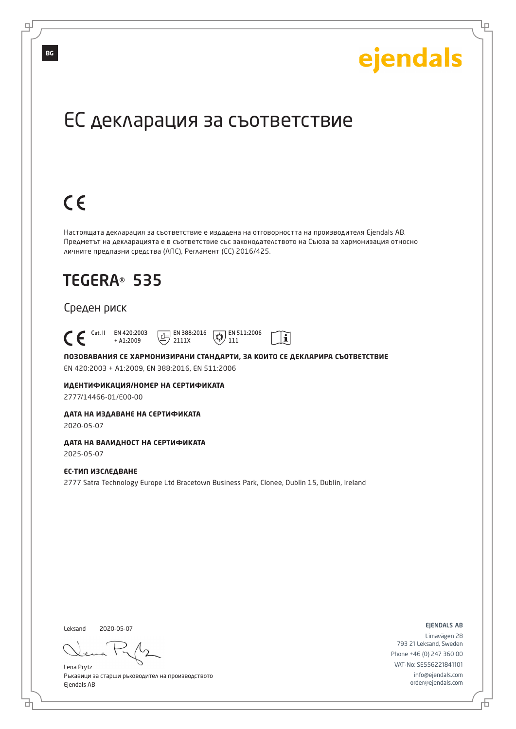BG

ejendals

# ЕС декларация за съответствие

CE

Настоящата декларация за съответствие е издадена на отговорността на производителя Ejendals AB. Предметът на декларацията е в съответствие със законодателството на Съюза за хармонизация относно личните предпазни средства (ЛПС), Регламент (ЕС) 2016/425.

## TEGERA® 535

Среден риск

CE Cat. II EN 420:2003 + A1:2009 EN 388:2016 2111X EN 511:2006 111

**ПОЗОВАВАНИЯ СЕ ХАРМОНИЗИРАНИ СТАНДАРТИ, ЗА КОИТО СЕ ДЕКЛАРИРА СЪОТВЕТСТВИЕ**

EN 420:2003 + A1:2009, EN 388:2016, EN 511:2006

**ИДЕНТИФИКАЦИЯ/НОМЕР НА СЕРТИФИКАТА**

2777/14466-01/E00-00

**ДАТА НА ИЗДАВАНЕ НА СЕРТИФИКАТА**

2020-05-07

**ДАТА НА ВАЛИДНОСТ НА СЕРТИФИКАТА**

2025-05-07

**ЕС-ТИП ИЗСЛЕДВАНЕ**

2777 Satra Technology Europe Ltd Bracetown Business Park, Clonee, Dublin 15, Dublin, Ireland

Leksand 2020-05-07

Lena Prytz
Ръкавици за старши ръководител на производството
Ejendals AB

EJENDALS AB
Limavägen 28
793 21 Leksand, Sweden
Phone +46 (0) 247 360 00
VAT-No: SE556221841101
info@ejendals.com
order@ejendals.com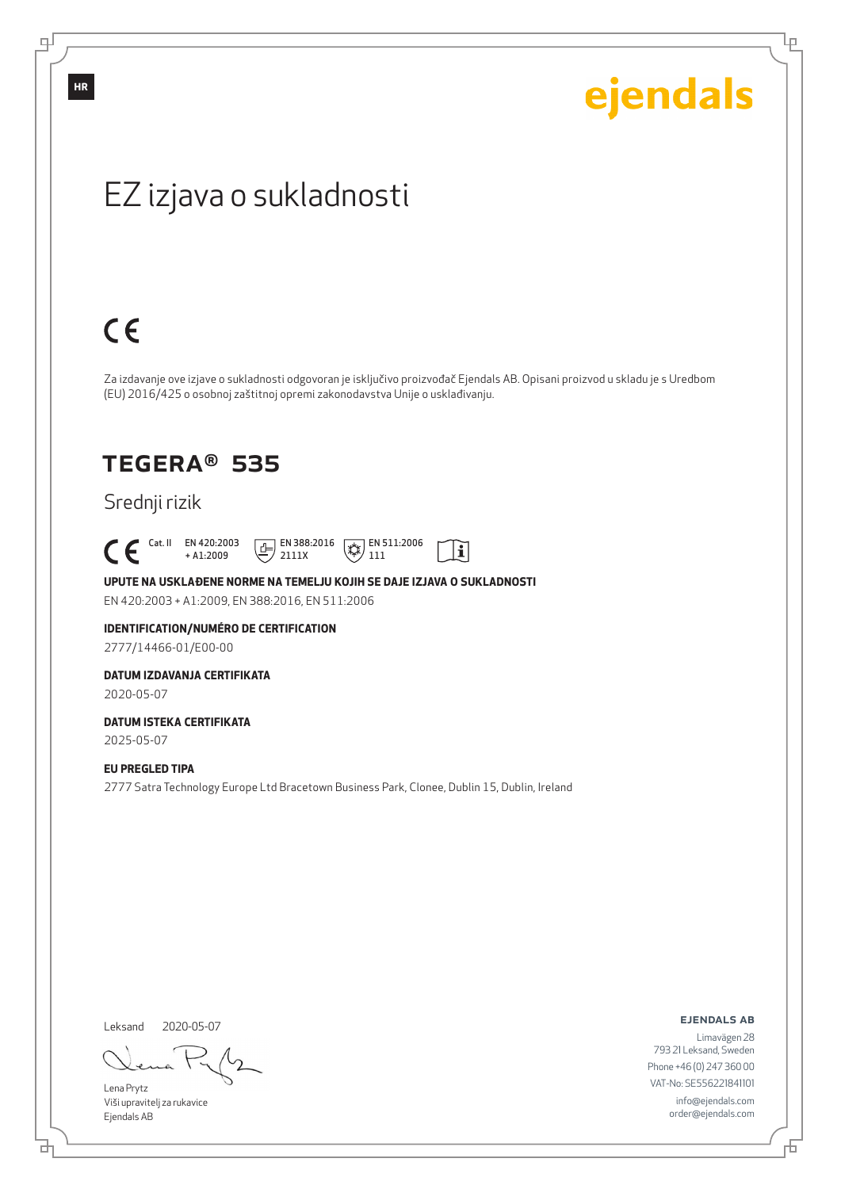HR

ejendals

# EZ izjava o sukladnosti

CE

Za izdavanje ove izjave o sukladnosti odgovoran je isključivo proizvođač Ejendals AB. Opisani proizvod u skladu je s Uredbom (EU) 2016/425 o osobnoj zaštitnoj opremi zakonodavstva Unije o usklađivanju.

## TEGERA® 535

Srednji rizik

CE Cat. II EN 420:2003 + A1:2009 EN 388:2016 2111X EN 511:2006 111

**UPUTE NA USKLAĐENE NORME NA TEMELJU KOJIH SE DAJE IZJAVA O SUKLADNOSTI**

EN 420:2003 + A1:2009, EN 388:2016, EN 511:2006

**IDENTIFICATION/NUMÉRO DE CERTIFICATION**

2777/14466-01/E00-00

**DATUM IZDAVANJA CERTIFIKATA**

2020-05-07

**DATUM ISTEKA CERTIFIKATA**

2025-05-07

**EU PREGLED TIPA**

2777 Satra Technology Europe Ltd Bracetown Business Park, Clonee, Dublin 15, Dublin, Ireland

Leksand 2020-05-07

Lena Prytz
Viši upravitelj za rukavice
Ejendals AB

**EJENDALS AB**
Limavägen 28
793 21 Leksand, Sweden
Phone +46 (0) 247 360 00
VAT-No: SE556221841101
info@ejendals.com
order@ejendals.com